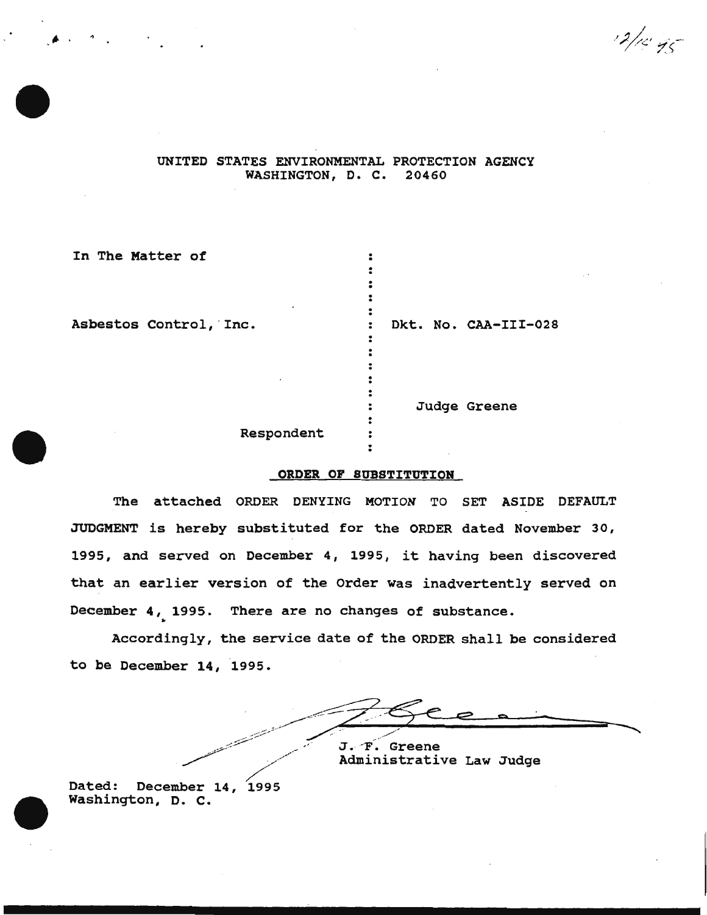12/14/95

UNITED STATES ENVIRONMENTAL PROTECTION AGENCY
WASHINGTON, D. C. 20460

| | | |
|---|---|---|
| In The Matter of | : | |
| Asbestos Control, Inc. | : | Dkt. No. CAA-III-028 |
| | : | Judge Greene |
| Respondent | : | |

**ORDER OF SUBSTITUTION**

The attached ORDER DENYING MOTION TO SET ASIDE DEFAULT JUDGMENT is hereby substituted for the ORDER dated November 30, 1995, and served on December 4, 1995, it having been discovered that an earlier version of the Order was inadvertently served on December 4, 1995. There are no changes of substance.

Accordingly, the service date of the ORDER shall be considered to be December 14, 1995.

J. F. Greene
Administrative Law Judge

Dated: December 14, 1995
Washington, D. C.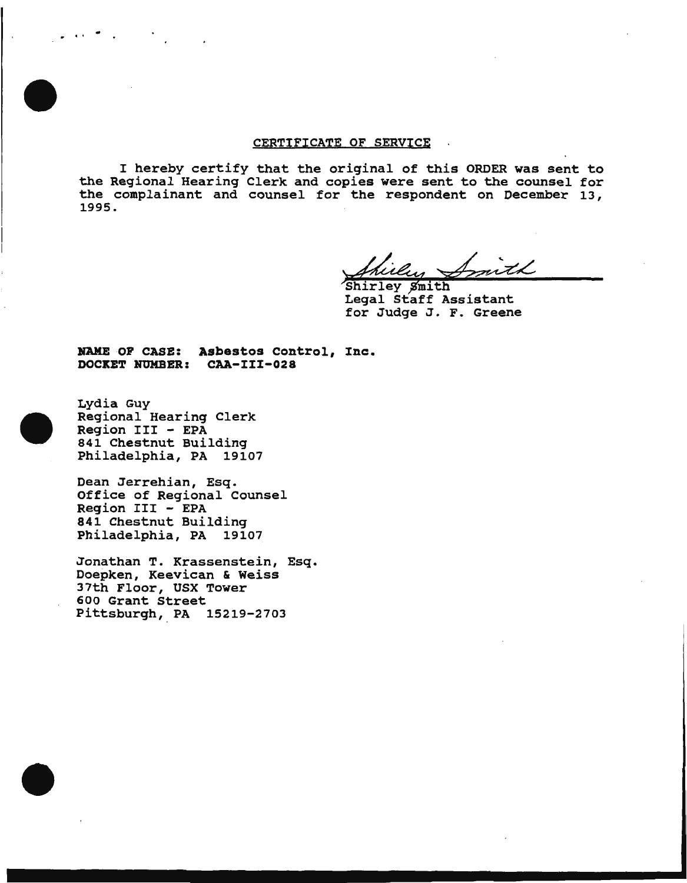## CERTIFICATE OF SERVICE

I hereby certify that the original of this ORDER was sent to the Regional Hearing Clerk and copies were sent to the counsel for the complainant and counsel for the respondent on December 13, 1995.

Shirley Smith
Legal Staff Assistant
for Judge J. F. Greene

**NAME OF CASE: Asbestos Control, Inc.**
**DOCKET NUMBER: CAA-III-028**

Lydia Guy
Regional Hearing Clerk
Region III - EPA
841 Chestnut Building
Philadelphia, PA 19107

Dean Jerrehian, Esq.
Office of Regional Counsel
Region III - EPA
841 Chestnut Building
Philadelphia, PA 19107

Jonathan T. Krassenstein, Esq.
Doepken, Keevican & Weiss
37th Floor, USX Tower
600 Grant Street
Pittsburgh, PA 15219-2703